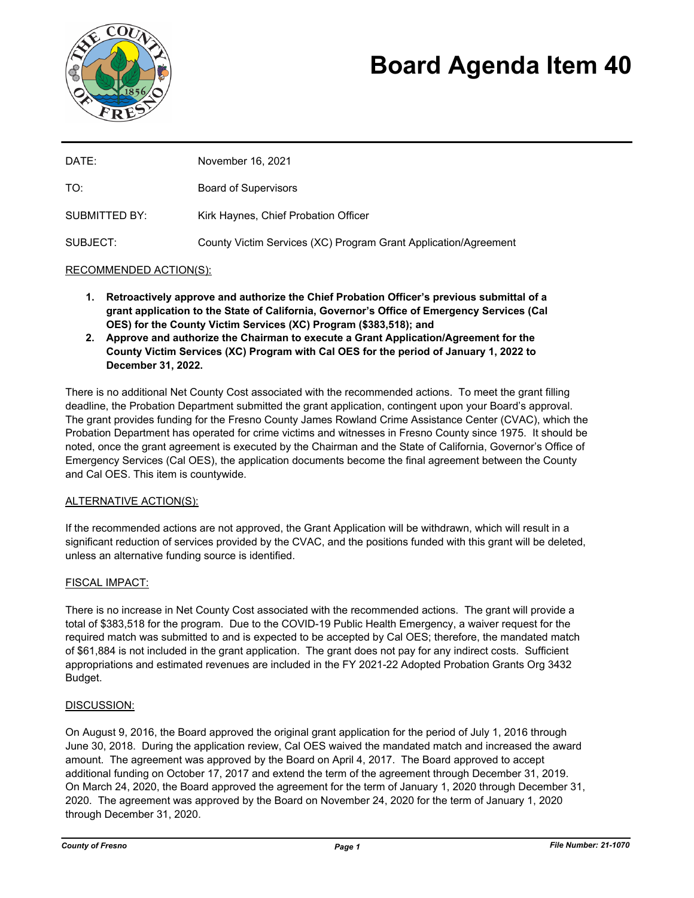# Board Agenda Item 40

| | |
|---|---|
| DATE: | November 16, 2021 |
| TO: | Board of Supervisors |
| SUBMITTED BY: | Kirk Haynes, Chief Probation Officer |
| SUBJECT: | County Victim Services (XC) Program Grant Application/Agreement |

RECOMMENDED ACTION(S):

1. **Retroactively approve and authorize the Chief Probation Officer's previous submittal of a grant application to the State of California, Governor's Office of Emergency Services (Cal OES) for the County Victim Services (XC) Program ($383,518); and**
2. **Approve and authorize the Chairman to execute a Grant Application/Agreement for the County Victim Services (XC) Program with Cal OES for the period of January 1, 2022 to December 31, 2022.**

There is no additional Net County Cost associated with the recommended actions. To meet the grant filling deadline, the Probation Department submitted the grant application, contingent upon your Board's approval. The grant provides funding for the Fresno County James Rowland Crime Assistance Center (CVAC), which the Probation Department has operated for crime victims and witnesses in Fresno County since 1975. It should be noted, once the grant agreement is executed by the Chairman and the State of California, Governor's Office of Emergency Services (Cal OES), the application documents become the final agreement between the County and Cal OES. This item is countywide.

ALTERNATIVE ACTION(S):

If the recommended actions are not approved, the Grant Application will be withdrawn, which will result in a significant reduction of services provided by the CVAC, and the positions funded with this grant will be deleted, unless an alternative funding source is identified.

FISCAL IMPACT:

There is no increase in Net County Cost associated with the recommended actions. The grant will provide a total of $383,518 for the program. Due to the COVID-19 Public Health Emergency, a waiver request for the required match was submitted to and is expected to be accepted by Cal OES; therefore, the mandated match of $61,884 is not included in the grant application. The grant does not pay for any indirect costs. Sufficient appropriations and estimated revenues are included in the FY 2021-22 Adopted Probation Grants Org 3432 Budget.

DISCUSSION:

On August 9, 2016, the Board approved the original grant application for the period of July 1, 2016 through June 30, 2018. During the application review, Cal OES waived the mandated match and increased the award amount. The agreement was approved by the Board on April 4, 2017. The Board approved to accept additional funding on October 17, 2017 and extend the term of the agreement through December 31, 2019. On March 24, 2020, the Board approved the agreement for the term of January 1, 2020 through December 31, 2020. The agreement was approved by the Board on November 24, 2020 for the term of January 1, 2020 through December 31, 2020.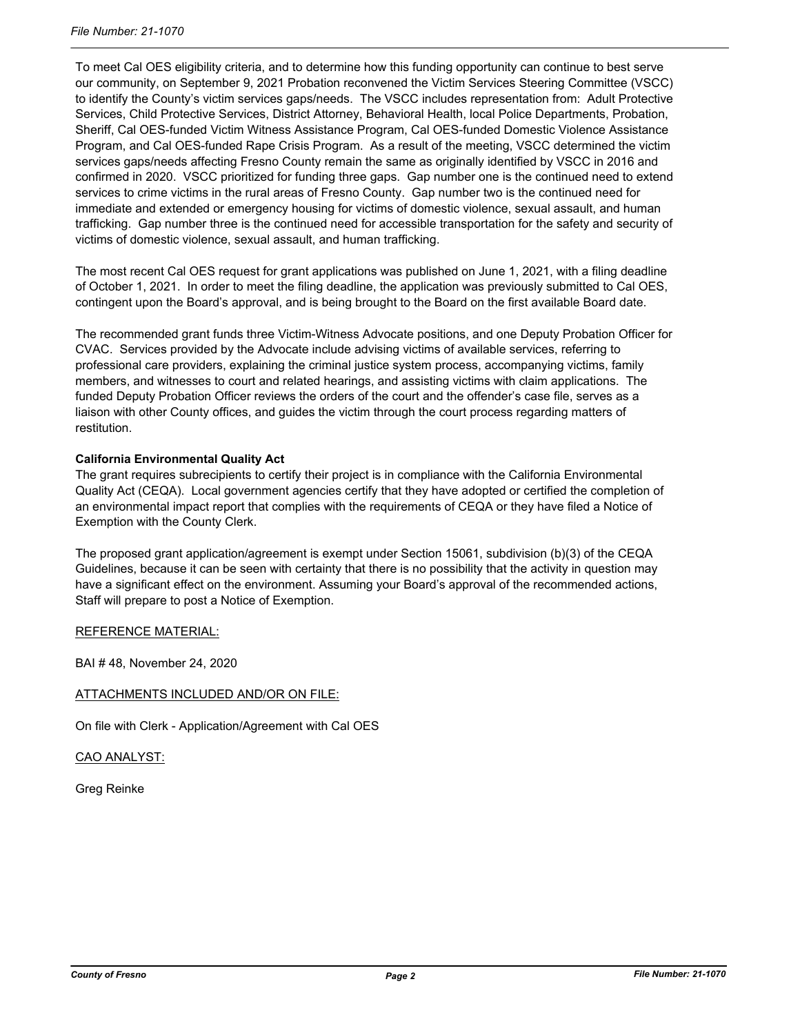To meet Cal OES eligibility criteria, and to determine how this funding opportunity can continue to best serve our community, on September 9, 2021 Probation reconvened the Victim Services Steering Committee (VSCC) to identify the County's victim services gaps/needs. The VSCC includes representation from: Adult Protective Services, Child Protective Services, District Attorney, Behavioral Health, local Police Departments, Probation, Sheriff, Cal OES-funded Victim Witness Assistance Program, Cal OES-funded Domestic Violence Assistance Program, and Cal OES-funded Rape Crisis Program. As a result of the meeting, VSCC determined the victim services gaps/needs affecting Fresno County remain the same as originally identified by VSCC in 2016 and confirmed in 2020. VSCC prioritized for funding three gaps. Gap number one is the continued need to extend services to crime victims in the rural areas of Fresno County. Gap number two is the continued need for immediate and extended or emergency housing for victims of domestic violence, sexual assault, and human trafficking. Gap number three is the continued need for accessible transportation for the safety and security of victims of domestic violence, sexual assault, and human trafficking.

The most recent Cal OES request for grant applications was published on June 1, 2021, with a filing deadline of October 1, 2021. In order to meet the filing deadline, the application was previously submitted to Cal OES, contingent upon the Board's approval, and is being brought to the Board on the first available Board date.

The recommended grant funds three Victim-Witness Advocate positions, and one Deputy Probation Officer for CVAC. Services provided by the Advocate include advising victims of available services, referring to professional care providers, explaining the criminal justice system process, accompanying victims, family members, and witnesses to court and related hearings, and assisting victims with claim applications. The funded Deputy Probation Officer reviews the orders of the court and the offender's case file, serves as a liaison with other County offices, and guides the victim through the court process regarding matters of restitution.

**California Environmental Quality Act**

The grant requires subrecipients to certify their project is in compliance with the California Environmental Quality Act (CEQA). Local government agencies certify that they have adopted or certified the completion of an environmental impact report that complies with the requirements of CEQA or they have filed a Notice of Exemption with the County Clerk.

The proposed grant application/agreement is exempt under Section 15061, subdivision (b)(3) of the CEQA Guidelines, because it can be seen with certainty that there is no possibility that the activity in question may have a significant effect on the environment. Assuming your Board's approval of the recommended actions, Staff will prepare to post a Notice of Exemption.

REFERENCE MATERIAL:

BAI # 48, November 24, 2020

ATTACHMENTS INCLUDED AND/OR ON FILE:

On file with Clerk - Application/Agreement with Cal OES

CAO ANALYST:

Greg Reinke